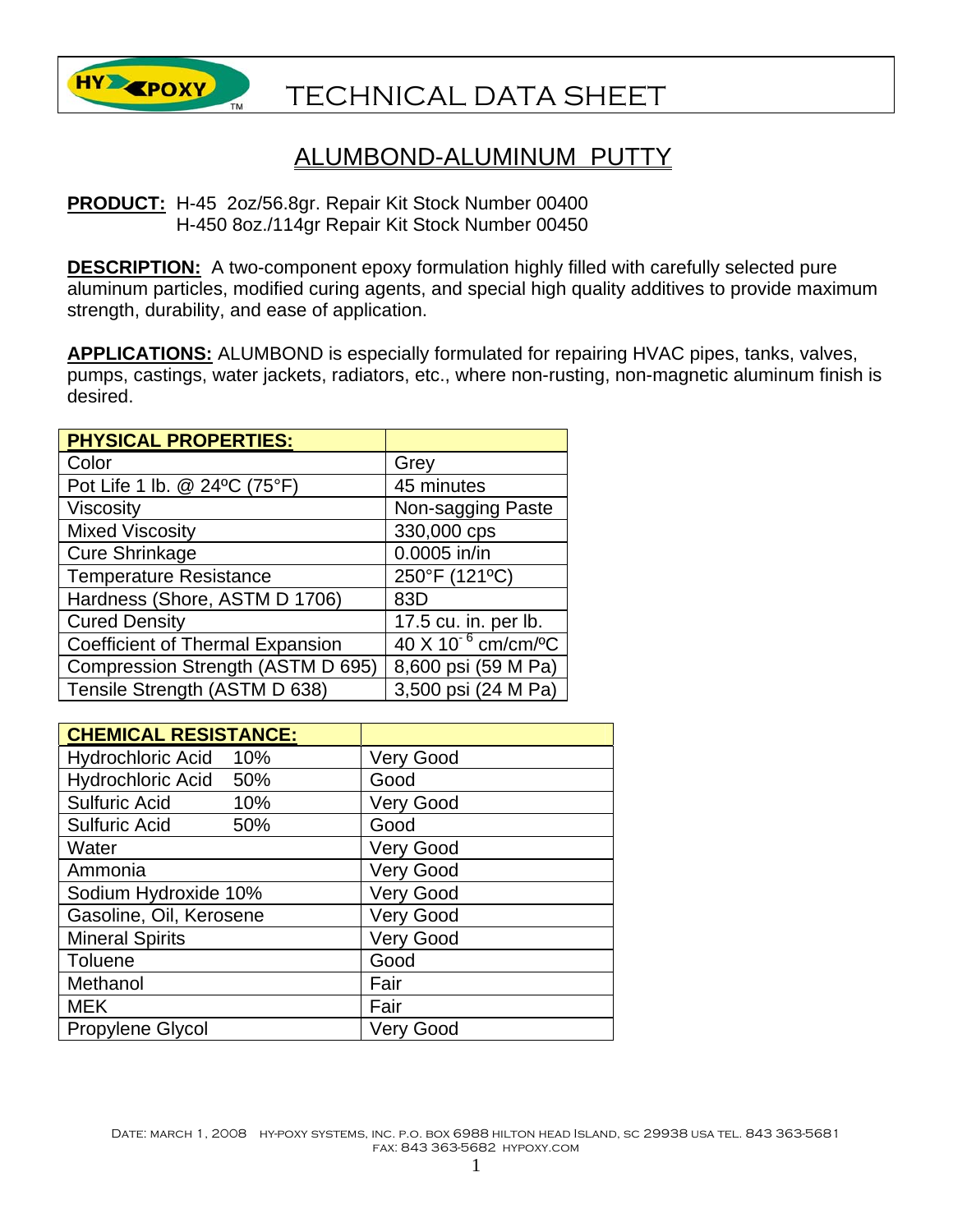# TECHNICAL DATA SHEET

## ALUMBOND-ALUMINUM PUTTY

**PRODUCT:** H-45 2oz/56.8gr. Repair Kit Stock Number 00400
H-450 8oz./114gr Repair Kit Stock Number 00450

**DESCRIPTION:** A two-component epoxy formulation highly filled with carefully selected pure aluminum particles, modified curing agents, and special high quality additives to provide maximum strength, durability, and ease of application.

**APPLICATIONS:** ALUMBOND is especially formulated for repairing HVAC pipes, tanks, valves, pumps, castings, water jackets, radiators, etc., where non-rusting, non-magnetic aluminum finish is desired.

| PHYSICAL PROPERTIES: | |
|---|---|
| Color | Grey |
| Pot Life 1 lb. @ 24ºC (75°F) | 45 minutes |
| Viscosity | Non-sagging Paste |
| Mixed Viscosity | 330,000 cps |
| Cure Shrinkage | 0.0005 in/in |
| Temperature Resistance | 250°F (121ºC) |
| Hardness (Shore, ASTM D 1706) | 83D |
| Cured Density | 17.5 cu. in. per lb. |
| Coefficient of Thermal Expansion | $40 \times 10^{-6}$ cm/cm/ºC |
| Compression Strength (ASTM D 695) | 8,600 psi (59 M Pa) |
| Tensile Strength (ASTM D 638) | 3,500 psi (24 M Pa) |

| CHEMICAL RESISTANCE: | |
|---|---|
| Hydrochloric Acid 10% | Very Good |
| Hydrochloric Acid 50% | Good |
| Sulfuric Acid 10% | Very Good |
| Sulfuric Acid 50% | Good |
| Water | Very Good |
| Ammonia | Very Good |
| Sodium Hydroxide 10% | Very Good |
| Gasoline, Oil, Kerosene | Very Good |
| Mineral Spirits | Very Good |
| Toluene | Good |
| Methanol | Fair |
| MEK | Fair |
| Propylene Glycol | Very Good |

Date: March 1, 2008 HY-POXY SYSTEMS, INC. P.O. BOX 6988 HILTON HEAD ISLAND, SC 29938 USA TEL. 843 363-5681 FAX: 843 363-5682 HYPOXY.COM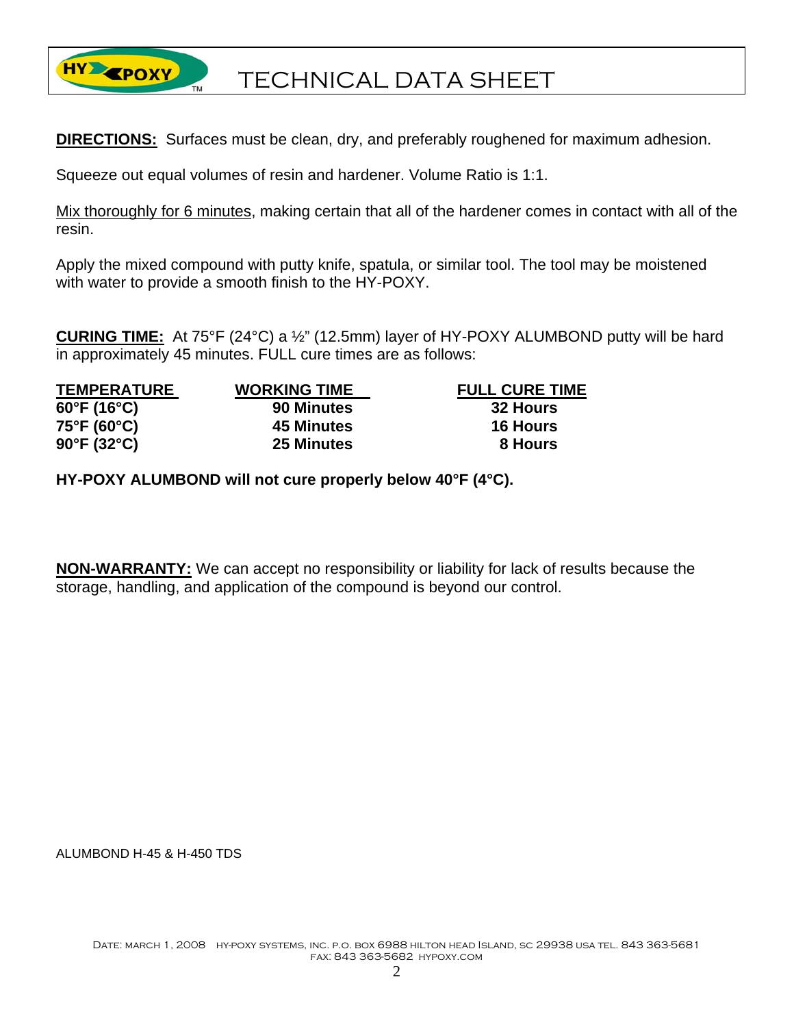# TECHNICAL DATA SHEET

**DIRECTIONS:** Surfaces must be clean, dry, and preferably roughened for maximum adhesion.

Squeeze out equal volumes of resin and hardener. Volume Ratio is 1:1.

Mix thoroughly for 6 minutes, making certain that all of the hardener comes in contact with all of the resin.

Apply the mixed compound with putty knife, spatula, or similar tool. The tool may be moistened with water to provide a smooth finish to the HY-POXY.

**CURING TIME:** At 75°F (24°C) a ½" (12.5mm) layer of HY-POXY ALUMBOND putty will be hard in approximately 45 minutes. FULL cure times are as follows:

| TEMPERATURE | WORKING TIME | FULL CURE TIME |
| --- | --- | --- |
| 60°F (16°C) | 90 Minutes | 32 Hours |
| 75°F (60°C) | 45 Minutes | 16 Hours |
| 90°F (32°C) | 25 Minutes | 8 Hours |

**HY-POXY ALUMBOND will not cure properly below 40°F (4°C).**

**NON-WARRANTY:** We can accept no responsibility or liability for lack of results because the storage, handling, and application of the compound is beyond our control.

ALUMBOND H-45 & H-450 TDS

Date: March 1, 2008 HY-POXY SYSTEMS, INC. P.O. BOX 6988 HILTON HEAD ISLAND, SC 29938 USA TEL. 843 363-5681 FAX: 843 363-5682 HYPOXY.COM